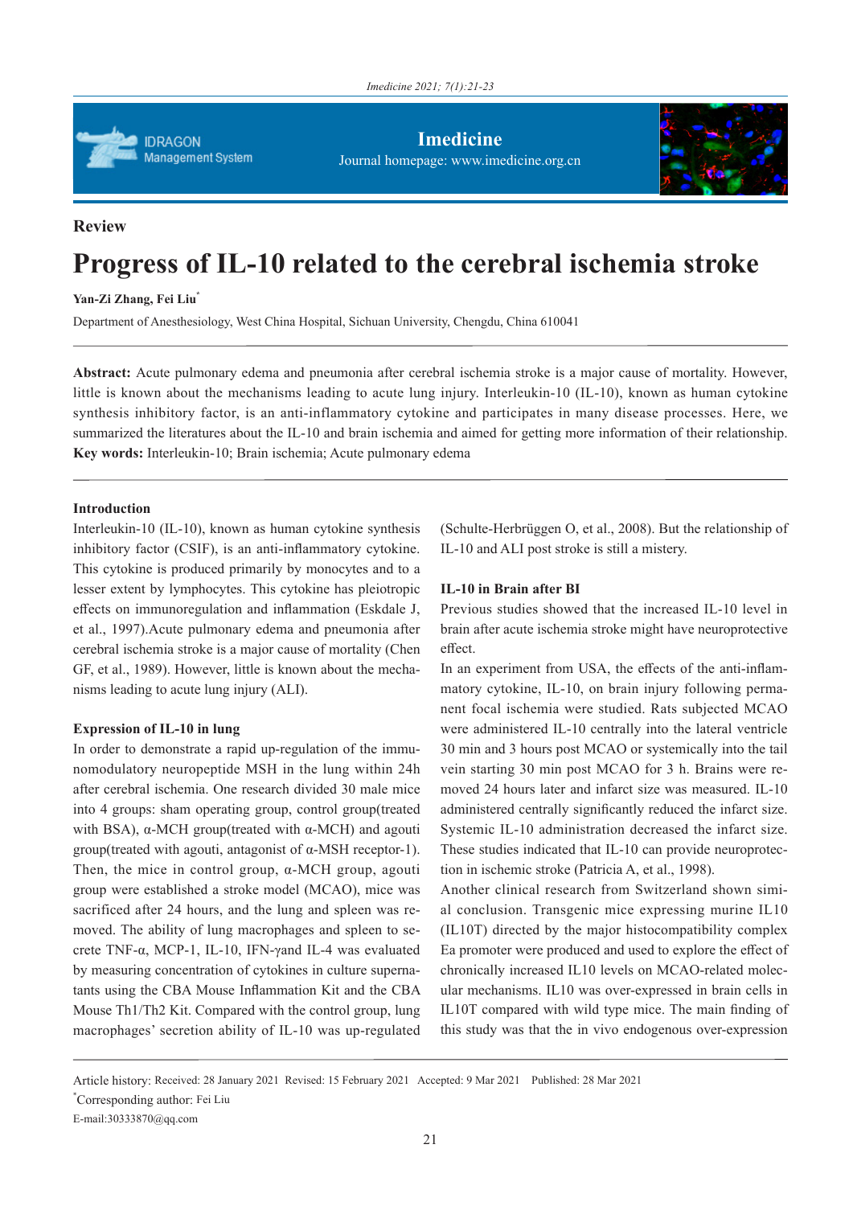Review

# Progress of IL-10 related to the cerebral ischemia stroke

**Yan-Zi Zhang, Fei Liu***

Department of Anesthesiology, West China Hospital, Sichuan University, Chengdu, China 610041

**Abstract:** Acute pulmonary edema and pneumonia after cerebral ischemia stroke is a major cause of mortality. However, little is known about the mechanisms leading to acute lung injury. Interleukin-10 (IL-10), known as human cytokine synthesis inhibitory factor, is an anti-inflammatory cytokine and participates in many disease processes. Here, we summarized the literatures about the IL-10 and brain ischemia and aimed for getting more information of their relationship.

**Key words:** Interleukin-10; Brain ischemia; Acute pulmonary edema

## Introduction

Interleukin-10 (IL-10), known as human cytokine synthesis inhibitory factor (CSIF), is an anti-inflammatory cytokine. This cytokine is produced primarily by monocytes and to a lesser extent by lymphocytes. This cytokine has pleiotropic effects on immunoregulation and inflammation (Eskdale J, et al., 1997).Acute pulmonary edema and pneumonia after cerebral ischemia stroke is a major cause of mortality (Chen GF, et al., 1989). However, little is known about the mechanisms leading to acute lung injury (ALI).

## Expression of IL-10 in lung

In order to demonstrate a rapid up-regulation of the immunomodulatory neuropeptide MSH in the lung within 24h after cerebral ischemia. One research divided 30 male mice into 4 groups: sham operating group, control group(treated with BSA), α-MCH group(treated with α-MCH) and agouti group(treated with agouti, antagonist of α-MSH receptor-1). Then, the mice in control group, α-MCH group, agouti group were established a stroke model (MCAO), mice was sacrificed after 24 hours, and the lung and spleen was removed. The ability of lung macrophages and spleen to secrete TNF-α, MCP-1, IL-10, IFN-γand IL-4 was evaluated by measuring concentration of cytokines in culture supernatants using the CBA Mouse Inflammation Kit and the CBA Mouse Th1/Th2 Kit. Compared with the control group, lung macrophages' secretion ability of IL-10 was up-regulated (Schulte-Herbrüggen O, et al., 2008). But the relationship of IL-10 and ALI post stroke is still a mistery.

## IL-10 in Brain after BI

Previous studies showed that the increased IL-10 level in brain after acute ischemia stroke might have neuroprotective effect.

In an experiment from USA, the effects of the anti-inflammatory cytokine, IL-10, on brain injury following permanent focal ischemia were studied. Rats subjected MCAO were administered IL-10 centrally into the lateral ventricle 30 min and 3 hours post MCAO or systemically into the tail vein starting 30 min post MCAO for 3 h. Brains were removed 24 hours later and infarct size was measured. IL-10 administered centrally significantly reduced the infarct size. Systemic IL-10 administration decreased the infarct size. These studies indicated that IL-10 can provide neuroprotection in ischemic stroke (Patricia A, et al., 1998).

Another clinical research from Switzerland shown simial conclusion. Transgenic mice expressing murine IL10 (IL10T) directed by the major histocompatibility complex Ea promoter were produced and used to explore the effect of chronically increased IL10 levels on MCAO-related molecular mechanisms. IL10 was over-expressed in brain cells in IL10T compared with wild type mice. The main finding of this study was that the in vivo endogenous over-expression

Article history: Received: 28 January 2021 Revised: 15 February 2021 Accepted: 9 Mar 2021 Published: 28 Mar 2021

*Corresponding author: Fei Liu

E-mail:30333870@qq.com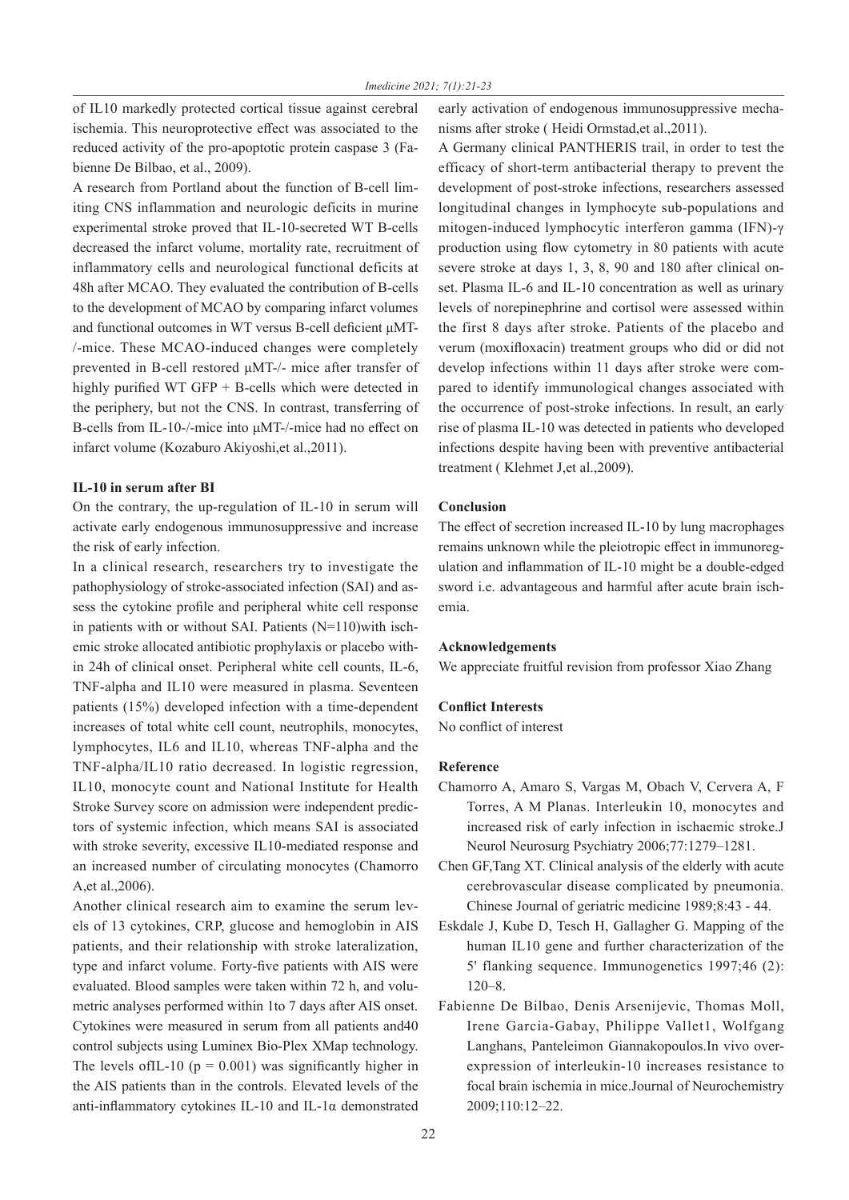of IL10 markedly protected cortical tissue against cerebral ischemia. This neuroprotective effect was associated to the reduced activity of the pro-apoptotic protein caspase 3 (Fabienne De Bilbao, et al., 2009).

A research from Portland about the function of B-cell limiting CNS inflammation and neurologic deficits in murine experimental stroke proved that IL-10-secreted WT B-cells decreased the infarct volume, mortality rate, recruitment of inflammatory cells and neurological functional deficits at 48h after MCAO. They evaluated the contribution of B-cells to the development of MCAO by comparing infarct volumes and functional outcomes in WT versus B-cell deficient μMT-/-mice. These MCAO-induced changes were completely prevented in B-cell restored μMT-/- mice after transfer of highly purified WT GFP + B-cells which were detected in the periphery, but not the CNS. In contrast, transferring of B-cells from IL-10-/-mice into μMT-/-mice had no effect on infarct volume (Kozaburo Akiyoshi,et al.,2011).

### IL-10 in serum after BI

On the contrary, the up-regulation of IL-10 in serum will activate early endogenous immunosuppressive and increase the risk of early infection.

In a clinical research, researchers try to investigate the pathophysiology of stroke-associated infection (SAI) and assess the cytokine profile and peripheral white cell response in patients with or without SAI. Patients (N=110)with ischemic stroke allocated antibiotic prophylaxis or placebo within 24h of clinical onset. Peripheral white cell counts, IL-6, TNF-alpha and IL10 were measured in plasma. Seventeen patients (15%) developed infection with a time-dependent increases of total white cell count, neutrophils, monocytes, lymphocytes, IL6 and IL10, whereas TNF-alpha and the TNF-alpha/IL10 ratio decreased. In logistic regression, IL10, monocyte count and National Institute for Health Stroke Survey score on admission were independent predictors of systemic infection, which means SAI is associated with stroke severity, excessive IL10-mediated response and an increased number of circulating monocytes (Chamorro A,et al.,2006).

Another clinical research aim to examine the serum levels of 13 cytokines, CRP, glucose and hemoglobin in AIS patients, and their relationship with stroke lateralization, type and infarct volume. Forty-five patients with AIS were evaluated. Blood samples were taken within 72 h, and volumetric analyses performed within 1to 7 days after AIS onset. Cytokines were measured in serum from all patients and40 control subjects using Luminex Bio-Plex XMap technology. The levels ofIL-10 ($p = 0.001$) was significantly higher in the AIS patients than in the controls. Elevated levels of the anti-inflammatory cytokines IL-10 and IL-1α demonstrated early activation of endogenous immunosuppressive mechanisms after stroke ( Heidi Ormstad,et al.,2011).

A Germany clinical PANTHERIS trail, in order to test the efficacy of short-term antibacterial therapy to prevent the development of post-stroke infections, researchers assessed longitudinal changes in lymphocyte sub-populations and mitogen-induced lymphocytic interferon gamma (IFN)-γ production using flow cytometry in 80 patients with acute severe stroke at days 1, 3, 8, 90 and 180 after clinical onset. Plasma IL-6 and IL-10 concentration as well as urinary levels of norepinephrine and cortisol were assessed within the first 8 days after stroke. Patients of the placebo and verum (moxifloxacin) treatment groups who did or did not develop infections within 11 days after stroke were compared to identify immunological changes associated with the occurrence of post-stroke infections. In result, an early rise of plasma IL-10 was detected in patients who developed infections despite having been with preventive antibacterial treatment ( Klehmet J,et al.,2009).

### Conclusion

The effect of secretion increased IL-10 by lung macrophages remains unknown while the pleiotropic effect in immunoregulation and inflammation of IL-10 might be a double-edged sword i.e. advantageous and harmful after acute brain ischemia.

### Acknowledgements

We appreciate fruitful revision from professor Xiao Zhang

### Conflict Interests

No conflict of interest

### Reference

Chamorro A, Amaro S, Vargas M, Obach V, Cervera A, F Torres, A M Planas. Interleukin 10, monocytes and increased risk of early infection in ischaemic stroke.J Neurol Neurosurg Psychiatry 2006;77:1279–1281.

Chen GF,Tang XT. Clinical analysis of the elderly with acute cerebrovascular disease complicated by pneumonia. Chinese Journal of geriatric medicine 1989;8:43 - 44.

Eskdale J, Kube D, Tesch H, Gallagher G. Mapping of the human IL10 gene and further characterization of the 5' flanking sequence. Immunogenetics 1997;46 (2): 120–8.

Fabienne De Bilbao, Denis Arsenijevic, Thomas Moll, Irene Garcia-Gabay, Philippe Vallet1, Wolfgang Langhans, Panteleimon Giannakopoulos.In vivo overexpression of interleukin-10 increases resistance to focal brain ischemia in mice.Journal of Neurochemistry 2009;110:12–22.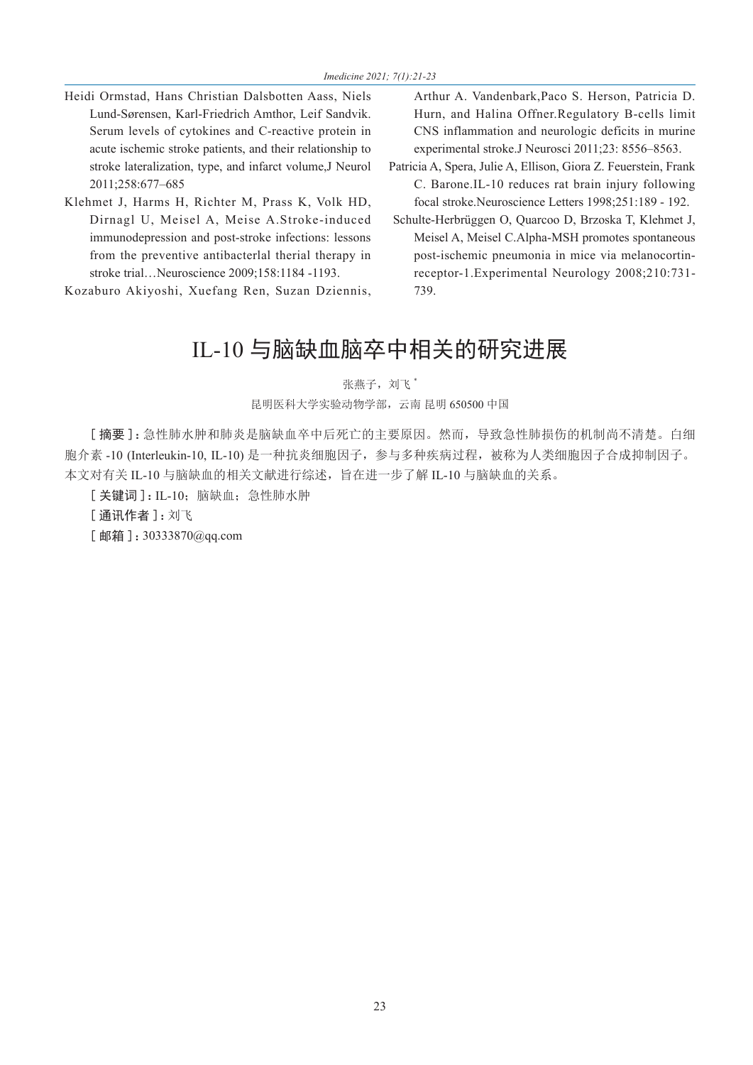Heidi Ormstad, Hans Christian Dalsbotten Aass, Niels Lund-Sørensen, Karl-Friedrich Amthor, Leif Sandvik. Serum levels of cytokines and C-reactive protein in acute ischemic stroke patients, and their relationship to stroke lateralization, type, and infarct volume,J Neurol 2011;258:677–685

Klehmet J, Harms H, Richter M, Prass K, Volk HD, Dirnagl U, Meisel A, Meise A.Stroke-induced immunodepression and post-stroke infections: lessons from the preventive antibacterlal therial therapy in stroke trial…Neuroscience 2009;158:1184 -1193.

Kozaburo Akiyoshi, Xuefang Ren, Suzan Dziennis, Arthur A. Vandenbark,Paco S. Herson, Patricia D. Hurn, and Halina Offner.Regulatory B-cells limit CNS inflammation and neurologic deficits in murine experimental stroke.J Neurosci 2011;23: 8556–8563.

Patricia A, Spera, Julie A, Ellison, Giora Z. Feuerstein, Frank C. Barone.IL-10 reduces rat brain injury following focal stroke.Neuroscience Letters 1998;251:189 - 192.

Schulte-Herbrüggen O, Quarcoo D, Brzoska T, Klehmet J, Meisel A, Meisel C.Alpha-MSH promotes spontaneous post-ischemic pneumonia in mice via melanocortin-receptor-1.Experimental Neurology 2008;210:731-739.

# IL-10 与脑缺血脑卒中相关的研究进展

张燕子，刘飞 *

昆明医科大学实验动物学部，云南 昆明 650500 中国

［摘要］：急性肺水肿和肺炎是脑缺血卒中后死亡的主要原因。然而，导致急性肺损伤的机制尚不清楚。白细胞介素 -10 (Interleukin-10, IL-10) 是一种抗炎细胞因子，参与多种疾病过程，被称为人类细胞因子合成抑制因子。本文对有关 IL-10 与脑缺血的相关文献进行综述，旨在进一步了解 IL-10 与脑缺血的关系。

［关键词］：IL-10；脑缺血；急性肺水肿

［通讯作者］：刘飞

［邮箱］：30333870@qq.com